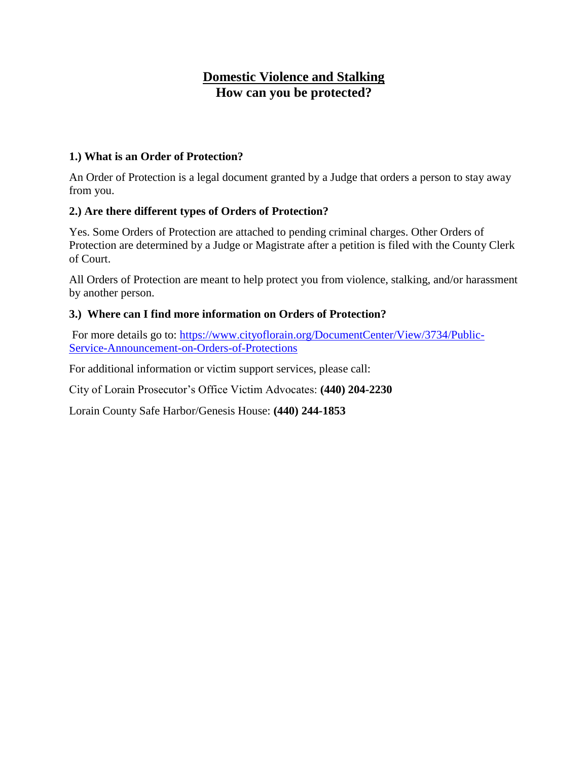# Domestic Violence and Stalking

## How can you be protected?

### 1.) What is an Order of Protection?

An Order of Protection is a legal document granted by a Judge that orders a person to stay away from you.

### 2.) Are there different types of Orders of Protection?

Yes. Some Orders of Protection are attached to pending criminal charges. Other Orders of Protection are determined by a Judge or Magistrate after a petition is filed with the County Clerk of Court.

All Orders of Protection are meant to help protect you from violence, stalking, and/or harassment by another person.

### 3.) Where can I find more information on Orders of Protection?

For more details go to: [https://www.cityoflorain.org/DocumentCenter/View/3734/Public-Service-Announcement-on-Orders-of-Protections](https://www.cityoflorain.org/DocumentCenter/View/3734/Public-Service-Announcement-on-Orders-of-Protections)

For additional information or victim support services, please call:

City of Lorain Prosecutor's Office Victim Advocates: **(440) 204-2230**

Lorain County Safe Harbor/Genesis House: **(440) 244-1853**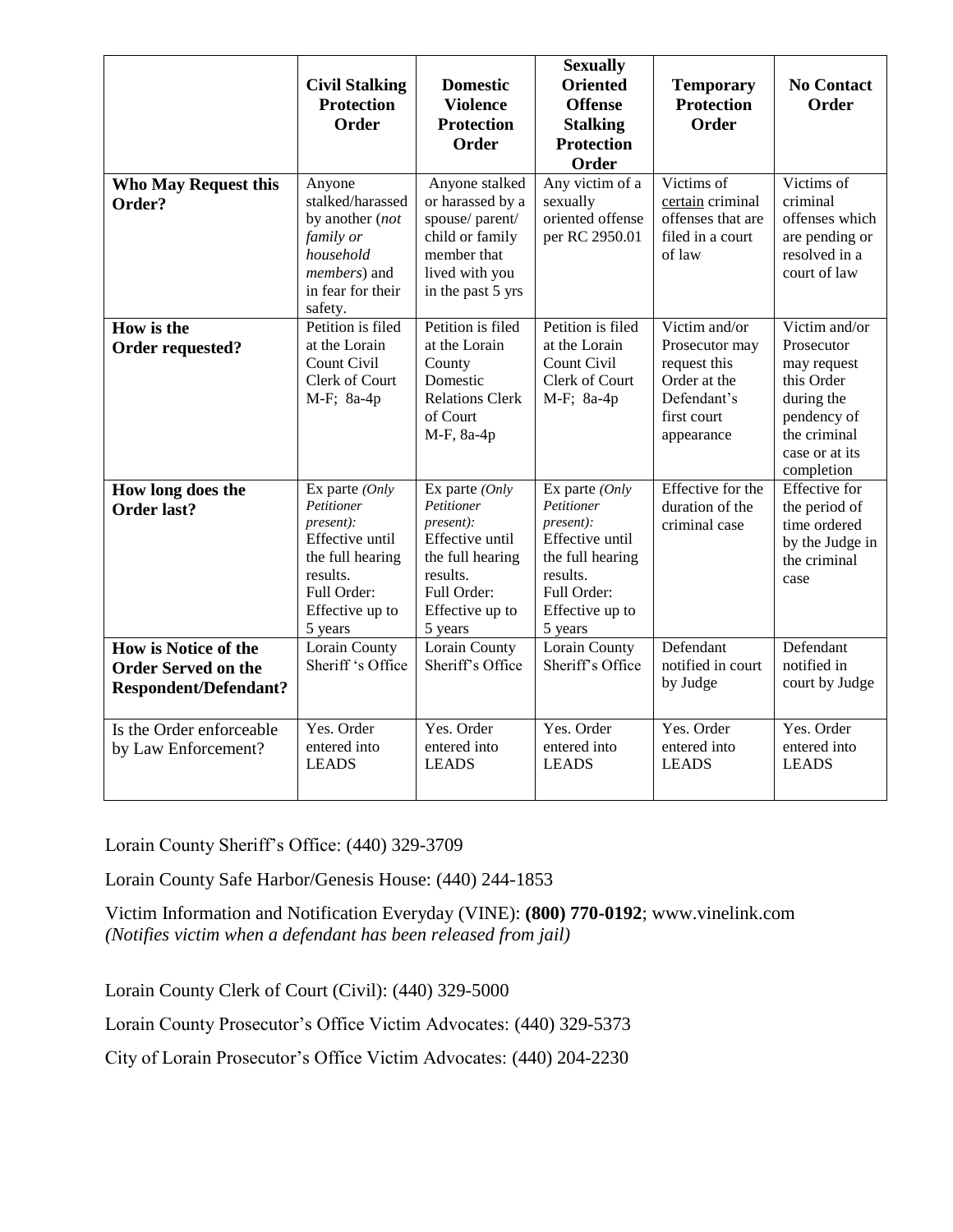| | **Civil Stalking Protection Order** | **Domestic Violence Protection Order** | **Sexually Oriented Offense Stalking Protection Order** | **Temporary Protection Order** | **No Contact Order** |
|---|---|---|---|---|---|
| **Who May Request this Order?** | Anyone stalked/harassed by another (*not family or household members*) and in fear for their safety. | Anyone stalked or harassed by a spouse/ parent/ child or family member that lived with you in the past 5 yrs | Any victim of a sexually oriented offense per RC 2950.01 | Victims of certain criminal offenses that are filed in a court of law | Victims of criminal offenses which are pending or resolved in a court of law |
| **How is the Order requested?** | Petition is filed at the Lorain Count Civil Clerk of Court M-F; 8a-4p | Petition is filed at the Lorain County Domestic Relations Clerk of Court M-F, 8a-4p | Petition is filed at the Lorain Count Civil Clerk of Court M-F; 8a-4p | Victim and/or Prosecutor may request this Order at the Defendant's first court appearance | Victim and/or Prosecutor may request this Order during the pendency of the criminal case or at its completion |
| **How long does the Order last?** | Ex parte *(Only Petitioner present)*: Effective until the full hearing results. Full Order: Effective up to 5 years | Ex parte *(Only Petitioner present)*: Effective until the full hearing results. Full Order: Effective up to 5 years | Ex parte *(Only Petitioner present)*: Effective until the full hearing results. Full Order: Effective up to 5 years | Effective for the duration of the criminal case | Effective for the period of time ordered by the Judge in the criminal case |
| **How is Notice of the Order Served on the Respondent/Defendant?** | Lorain County Sheriff 's Office | Lorain County Sheriff's Office | Lorain County Sheriff's Office | Defendant notified in court by Judge | Defendant notified in court by Judge |
| Is the Order enforceable by Law Enforcement? | Yes. Order entered into LEADS | Yes. Order entered into LEADS | Yes. Order entered into LEADS | Yes. Order entered into LEADS | Yes. Order entered into LEADS |

Lorain County Sheriff's Office: (440) 329-3709

Lorain County Safe Harbor/Genesis House: (440) 244-1853

Victim Information and Notification Everyday (VINE): **(800) 770-0192**; www.vinelink.com
*(Notifies victim when a defendant has been released from jail)*

Lorain County Clerk of Court (Civil): (440) 329-5000

Lorain County Prosecutor's Office Victim Advocates: (440) 329-5373

City of Lorain Prosecutor's Office Victim Advocates: (440) 204-2230